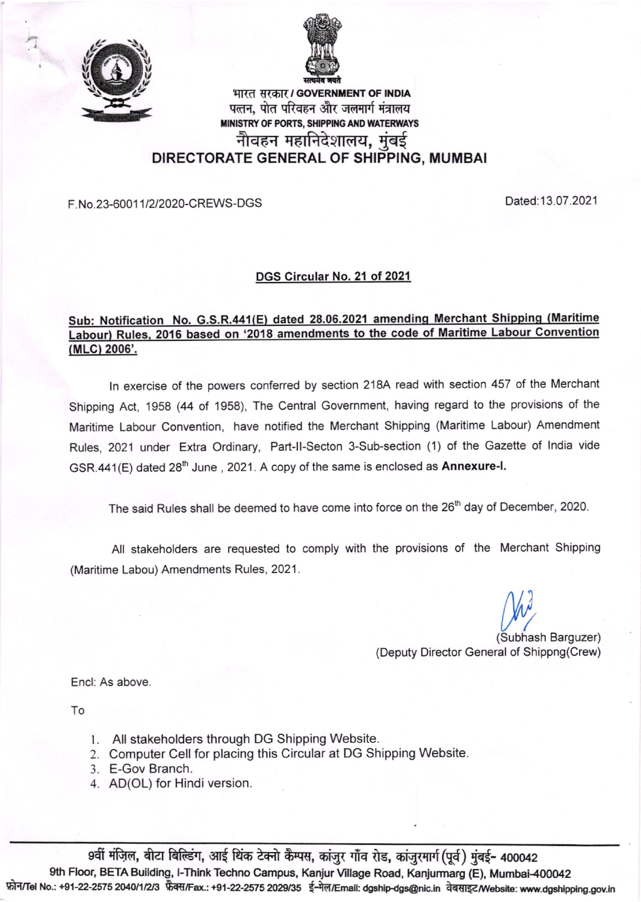सत्यमेव जयते

भारत सरकार / GOVERNMENT OF INDIA
पत्तन, पोत परिवहन और जलमार्ग मंत्रालय
MINISTRY OF PORTS, SHIPPING AND WATERWAYS

# नौवहन महानिदेशालय, मुंबई
# DIRECTORATE GENERAL OF SHIPPING, MUMBAI

F.No.23-60011/2/2020-CREWS-DGS

Dated:13.07.2021

## DGS Circular No. 21 of 2021

**Sub: Notification No. G.S.R.441(E) dated 28.06.2021 amending Merchant Shipping (Maritime Labour) Rules, 2016 based on '2018 amendments to the code of Maritime Labour Convention (MLC) 2006'.**

In exercise of the powers conferred by section 218A read with section 457 of the Merchant Shipping Act, 1958 (44 of 1958), The Central Government, having regard to the provisions of the Maritime Labour Convention, have notified the Merchant Shipping (Maritime Labour) Amendment Rules, 2021 under Extra Ordinary, Part-II-Secton 3-Sub-section (1) of the Gazette of India vide GSR.441(E) dated 28th June , 2021. A copy of the same is enclosed as **Annexure-I.**

The said Rules shall be deemed to have come into force on the 26th day of December, 2020.

All stakeholders are requested to comply with the provisions of the Merchant Shipping (Maritime Labou) Amendments Rules, 2021.

(Subhash Barguzer)
(Deputy Director General of Shippng(Crew)

Encl: As above.

To

1. All stakeholders through DG Shipping Website.
2. Computer Cell for placing this Circular at DG Shipping Website.
3. E-Gov Branch.
4. AD(OL) for Hindi version.

9वीं मंज़िल, बीटा बिल्डिंग, आई थिंक टेक्नो कैम्पस, कांजुर गाँव रोड, कांजुरमार्ग (पूर्व) मुंबई- 400042
9th Floor, BETA Building, I-Think Techno Campus, Kanjur Village Road, Kanjurmarg (E), Mumbai-400042
फ़ोन/Tel No.: +91-22-2575 2040/1/2/3 फ़ैक्स/Fax.: +91-22-2575 2029/35 ई-मेल/Email: dgship-dgs@nic.in वेबसाइट/Website: www.dgshipping.gov.in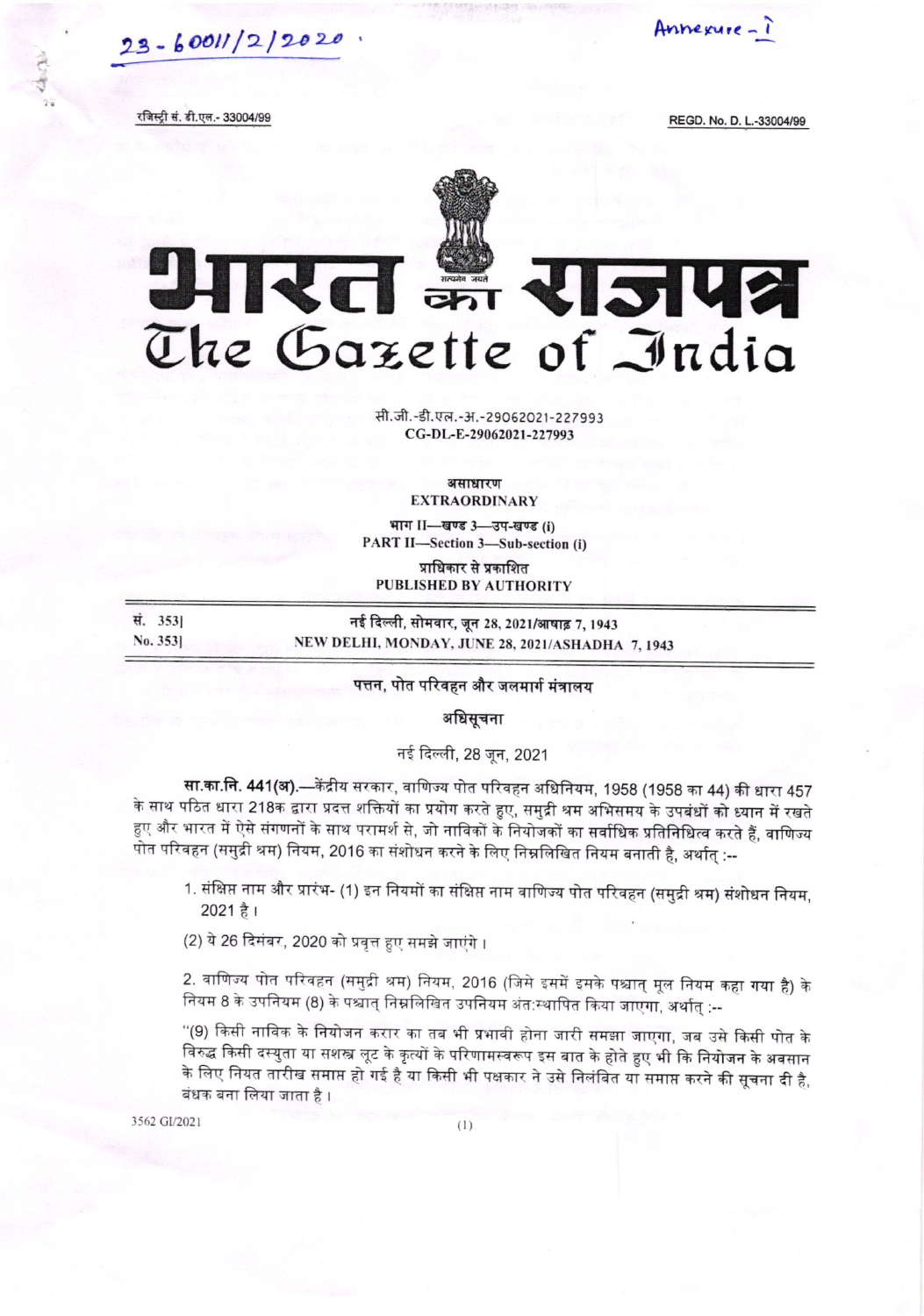23-6001/2/2020.

Annexure - I

रजिस्ट्री सं. डी.एल.- 33004/99 REGD. No. D. L.-33004/99

# भारत का राजपत्र
# The Gazette of India

सी.जी.-डी.एल.-अ.-29062021-227993
CG-DL-E-29062021-227993

असाधारण
EXTRAORDINARY

भाग II—खण्ड 3—उप-खण्ड (i)
PART II—Section 3—Sub-section (i)

प्राधिकार से प्रकाशित
PUBLISHED BY AUTHORITY

| सं. 353] | नई दिल्ली, सोमवार, जून 28, 2021/आषाढ़ 7, 1943 |
|---|---|
| No. 353] | NEW DELHI, MONDAY, JUNE 28, 2021/ASHADHA 7, 1943 |

## पत्तन, पोत परिवहन और जलमार्ग मंत्रालय

### अधिसूचना

नई दिल्ली, 28 जून, 2021

**सा.का.नि. 441(अ).**—केंद्रीय सरकार, वाणिज्य पोत परिवहन अधिनियम, 1958 (1958 का 44) की धारा 457 के साथ पठित धारा 218क द्वारा प्रदत्त शक्तियों का प्रयोग करते हुए, समुद्री श्रम अभिसमय के उपबंधों को ध्यान में रखते हुए और भारत में ऐसे संगठनों के साथ परामर्श से, जो नाविकों के नियोजकों का सर्वाधिक प्रतिनिधित्व करते हैं, वाणिज्य पोत परिवहन (समुद्री श्रम) नियम, 2016 का संशोधन करने के लिए निम्नलिखित नियम बनाती है, अर्थात् :--

1. संक्षिप्त नाम और प्रारंभ- (1) इन नियमों का संक्षिप्त नाम वाणिज्य पोत परिवहन (समुद्री श्रम) संशोधन नियम, 2021 है।

(2) ये 26 दिसंबर, 2020 को प्रवृत्त हुए समझे जाएंगे।

2. वाणिज्य पोत परिवहन (समुद्री श्रम) नियम, 2016 (जिसे इसमें इसके पश्चात् मूल नियम कहा गया है) के नियम 8 के उपनियम (8) के पश्चात् निम्नलिखित उपनियम अंतःस्थापित किया जाएगा, अर्थात् :--

"(9) किसी नाविक के नियोजन करार का तब भी प्रभावी होना जारी समझा जाएगा, जब उसे किसी पोत के विरुद्ध किसी दस्युता या सशस्त्र लूट के कृत्यों के परिणामस्वरूप इस बात के होते हुए भी कि नियोजन के अवसान के लिए नियत तारीख समाप्त हो गई है या किसी भी पक्षकार ने उसे निलंबित या समाप्त करने की सूचना दी है, बंधक बना लिया जाता है।

3562 GI/2021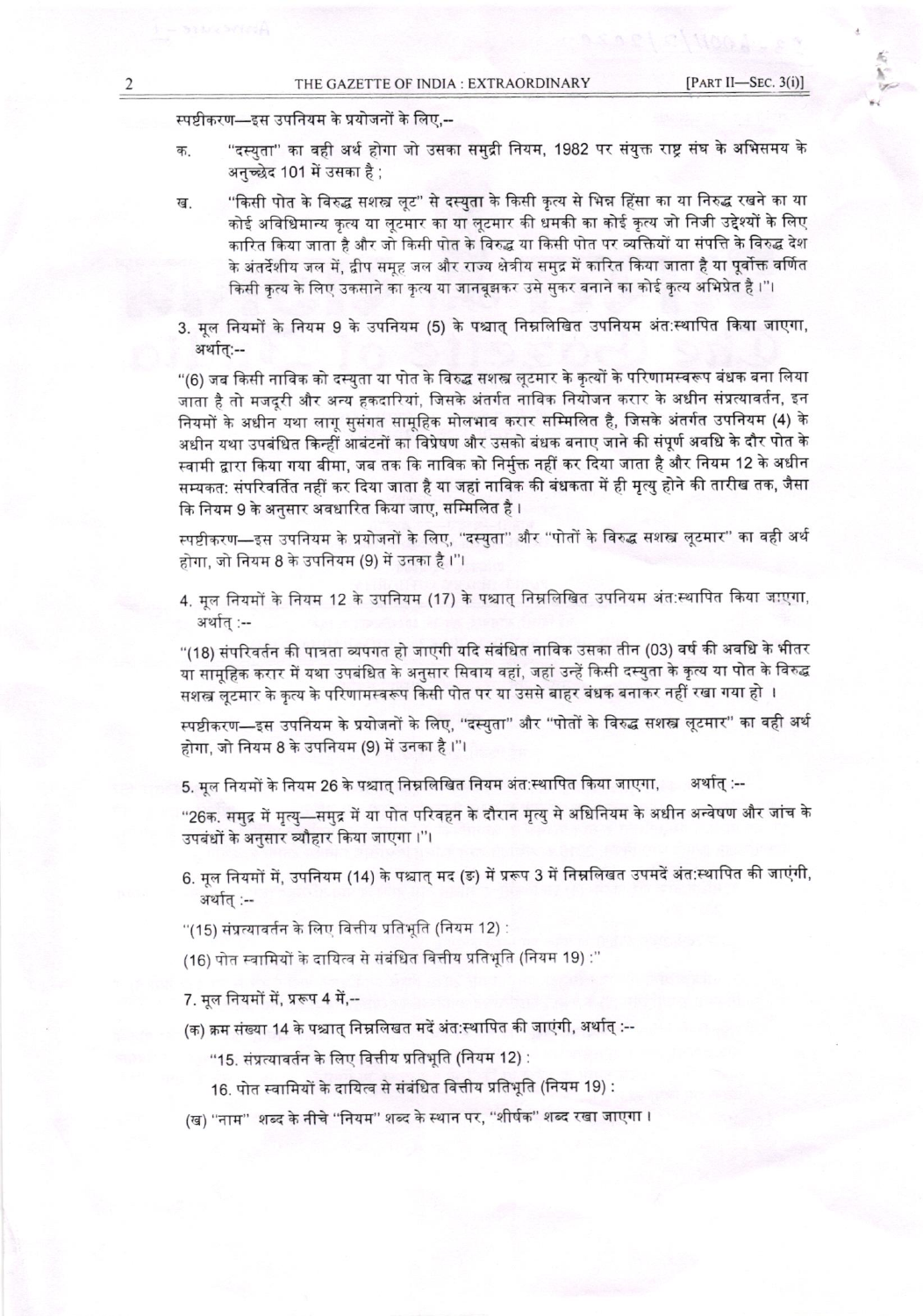स्पष्टीकरण—इस उपनियम के प्रयोजनों के लिए,--

क. "दस्युता" का वही अर्थ होगा जो उसका समुद्री नियम, 1982 पर संयुक्त राष्ट्र संघ के अभिसमय के अनुच्छेद 101 में उसका है ;

ख. "किसी पोत के विरुद्ध सशस्त्र लूट" से दस्युता के किसी कृत्य से भिन्न हिंसा का या निरुद्ध रखने का या कोई अविधिमान्य कृत्य या लूटमार का या लूटमार की धमकी का कोई कृत्य जो निजी उद्देश्यों के लिए कारित किया जाता है और जो किसी पोत के विरुद्ध या किसी पोत पर व्यक्तियों या संपत्ति के विरुद्ध देश के अंतर्देशीय जल में, द्वीप समूह जल और राज्य क्षेत्रीय समुद्र में कारित किया जाता है या पूर्वोक्त वर्णित किसी कृत्य के लिए उकसाने का कृत्य या जानबूझकर उसे सुकर बनाने का कोई कृत्य अभिप्रेत है ।"।

3. मूल नियमों के नियम 9 के उपनियम (5) के पश्चात् निम्नलिखित उपनियम अंत:स्थापित किया जाएगा, अर्थात्:--

"(6) जब किसी नाविक को दस्युता या पोत के विरुद्ध सशस्त्र लूटमार के कृत्यों के परिणामस्वरूप बंधक बना लिया जाता है तो मजदूरी और अन्य हकदारियां, जिसके अंतर्गत नाविक नियोजन करार के अधीन संप्रत्यावर्तन, इन नियमों के अधीन यथा लागू सुसंगत सामूहिक मोलभाव करार सम्मिलित है, जिसके अंतर्गत उपनियम (4) के अधीन यथा उपबंधित किन्हीं आबंटनों का विप्रेषण और उसको बंधक बनाए जाने की संपूर्ण अवधि के दौरान पोत के स्वामी द्वारा किया गया बीमा, जब तक कि नाविक को निर्मुक्त नहीं कर दिया जाता है और नियम 12 के अधीन सम्यकत: संपरिवर्तित नहीं कर दिया जाता है या जहां नाविक की बंधकता में ही मृत्यु होने की तारीख तक, जैसा कि नियम 9 के अनुसार अवधारित किया जाए, सम्मिलित है ।

स्पष्टीकरण—इस उपनियम के प्रयोजनों के लिए, "दस्युता" और "पोतों के विरुद्ध सशस्त्र लूटमार" का वही अर्थ होगा, जो नियम 8 के उपनियम (9) में उनका है ।"।

4. मूल नियमों के नियम 12 के उपनियम (17) के पश्चात् निम्नलिखित उपनियम अंत:स्थापित किया जाएगा, अर्थात् :--

"(18) संपरिवर्तन की पात्रता व्यपगत हो जाएगी यदि संबंधित नाविक उसका तीन (03) वर्ष की अवधि के भीतर या सामूहिक करार में यथा उपबंधित के अनुसार सिवाय वहां, जहां उन्हें किसी दस्युता के कृत्य या पोत के विरुद्ध सशस्त्र लूटमार के कृत्य के परिणामस्वरूप किसी पोत पर या उससे बाहर बंधक बनाकर नहीं रखा गया हो ।

स्पष्टीकरण—इस उपनियम के प्रयोजनों के लिए, "दस्युता" और "पोतों के विरुद्ध सशस्त्र लूटमार" का वही अर्थ होगा, जो नियम 8 के उपनियम (9) में उनका है ।"।

5. मूल नियमों के नियम 26 के पश्चात् निम्नलिखित नियम अंत:स्थापित किया जाएगा, अर्थात् :--

"26क. समुद्र में मृत्यु—समुद्र में या पोत परिवहन के दौरान मृत्यु से अधिनियम के अधीन अन्वेषण और जांच के उपबंधों के अनुसार व्यौहार किया जाएगा ।"।

6. मूल नियमों में, उपनियम (14) के पश्चात् मद (ङ) में प्ररूप 3 में निम्नलिखत उपमदें अंत:स्थापित की जाएंगी, अर्थात् :--

"(15) संप्रत्यावर्तन के लिए वित्तीय प्रतिभूति (नियम 12) :

(16) पोत स्वामियों के दायित्व से संबंधित वित्तीय प्रतिभूति (नियम 19) :"

7. मूल नियमों में, प्ररूप 4 में,--

(क) क्रम संख्या 14 के पश्चात् निम्नलिखत मदें अंत:स्थापित की जाएंगी, अर्थात् :--

"15. संप्रत्यावर्तन के लिए वित्तीय प्रतिभूति (नियम 12) :

16. पोत स्वामियों के दायित्व से संबंधित वित्तीय प्रतिभूति (नियम 19) :

(ख) "नाम" शब्द के नीचे "नियम" शब्द के स्थान पर, "शीर्षक" शब्द रखा जाएगा ।